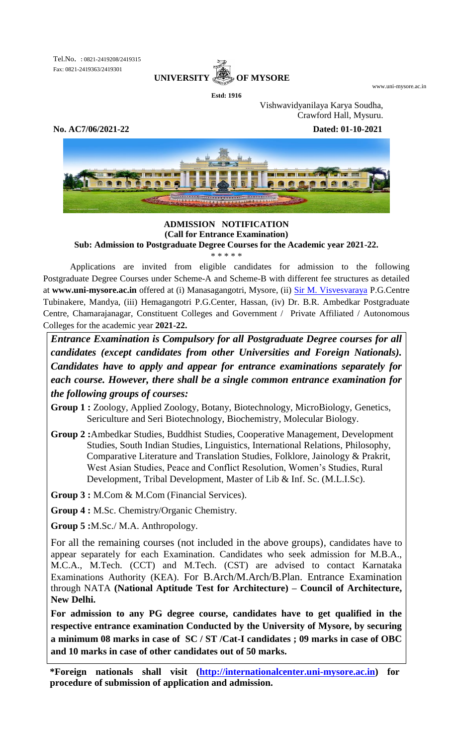Tel.No. : 0821-2419208/2419315
Fax: 0821-2419363/2419301

# UNIVERSITY OF MYSORE

**Estd: 1916**

www.uni-mysore.ac.in

Vishwavidyanilaya Karya Soudha,
Crawford Hall, Mysuru.

**No. AC7/06/2021-22** **Dated: 01-10-2021**

## ADMISSION NOTIFICATION
### (Call for Entrance Examination)
**Sub: Admission to Postgraduate Degree Courses for the Academic year 2021-22.**

\* \* \* \* \*

Applications are invited from eligible candidates for admission to the following Postgraduate Degree Courses under Scheme-A and Scheme-B with different fee structures as detailed at **www.uni-mysore.ac.in** offered at (i) Manasagangotri, Mysore, (ii) Sir M. Visvesvaraya P.G.Centre Tubinakere, Mandya, (iii) Hemagangotri P.G.Center, Hassan, (iv) Dr. B.R. Ambedkar Postgraduate Centre, Chamarajanagar, Constituent Colleges and Government / Private Affiliated / Autonomous Colleges for the academic year **2021-22.**

***Entrance Examination is Compulsory for all Postgraduate Degree courses for all candidates (except candidates from other Universities and Foreign Nationals). Candidates have to apply and appear for entrance examinations separately for each course. However, there shall be a single common entrance examination for the following groups of courses:***

**Group 1 :** Zoology, Applied Zoology, Botany, Biotechnology, MicroBiology, Genetics, Sericulture and Seri Biotechnology, Biochemistry, Molecular Biology.

**Group 2 :**Ambedkar Studies, Buddhist Studies, Cooperative Management, Development Studies, South Indian Studies, Linguistics, International Relations, Philosophy, Comparative Literature and Translation Studies, Folklore, Jainology & Prakrit, West Asian Studies, Peace and Conflict Resolution, Women's Studies, Rural Development, Tribal Development, Master of Lib & Inf. Sc. (M.L.I.Sc).

**Group 3 :** M.Com & M.Com (Financial Services).

**Group 4 :** M.Sc. Chemistry/Organic Chemistry.

**Group 5 :**M.Sc./ M.A. Anthropology.

For all the remaining courses (not included in the above groups), candidates have to appear separately for each Examination. Candidates who seek admission for M.B.A., M.C.A., M.Tech. (CCT) and M.Tech. (CST) are advised to contact Karnataka Examinations Authority (KEA). For B.Arch/M.Arch/B.Plan. Entrance Examination through NATA **(National Aptitude Test for Architecture) – Council of Architecture, New Delhi.**

**For admission to any PG degree course, candidates have to get qualified in the respective entrance examination Conducted by the University of Mysore, by securing a minimum 08 marks in case of SC / ST /Cat-I candidates ; 09 marks in case of OBC and 10 marks in case of other candidates out of 50 marks.**

**\*Foreign nationals shall visit (http://internationalcenter.uni-mysore.ac.in) for procedure of submission of application and admission.**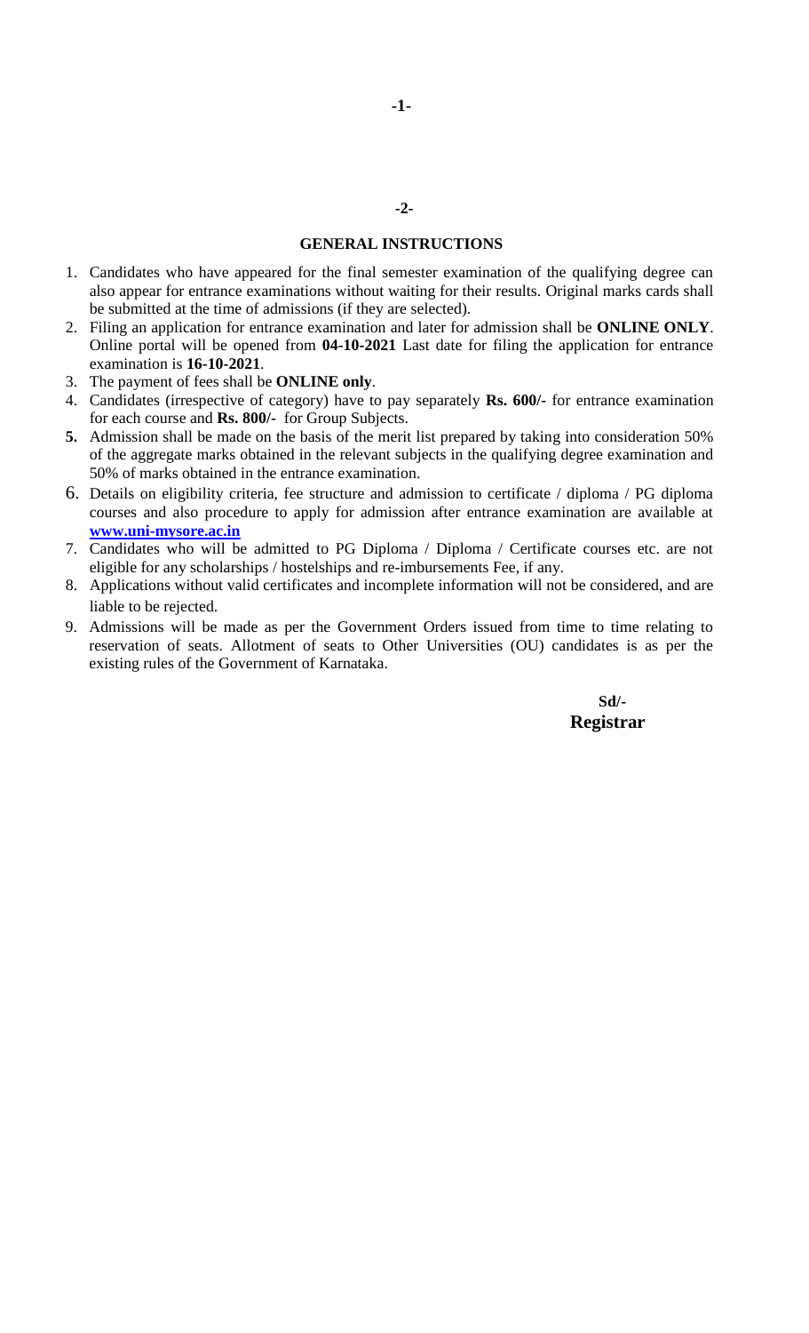## GENERAL INSTRUCTIONS

1. Candidates who have appeared for the final semester examination of the qualifying degree can also appear for entrance examinations without waiting for their results. Original marks cards shall be submitted at the time of admissions (if they are selected).
2. Filing an application for entrance examination and later for admission shall be **ONLINE ONLY**. Online portal will be opened from **04-10-2021** Last date for filing the application for entrance examination is **16-10-2021**.
3. The payment of fees shall be **ONLINE only**.
4. Candidates (irrespective of category) have to pay separately **Rs. 600/-** for entrance examination for each course and **Rs. 800/-** for Group Subjects.
5. Admission shall be made on the basis of the merit list prepared by taking into consideration 50% of the aggregate marks obtained in the relevant subjects in the qualifying degree examination and 50% of marks obtained in the entrance examination.
6. Details on eligibility criteria, fee structure and admission to certificate / diploma / PG diploma courses and also procedure to apply for admission after entrance examination are available at **www.uni-mysore.ac.in**
7. Candidates who will be admitted to PG Diploma / Diploma / Certificate courses etc. are not eligible for any scholarships / hostelships and re-imbursements Fee, if any.
8. Applications without valid certificates and incomplete information will not be considered, and are liable to be rejected.
9. Admissions will be made as per the Government Orders issued from time to time relating to reservation of seats. Allotment of seats to Other Universities (OU) candidates is as per the existing rules of the Government of Karnataka.

**Sd/-**
**Registrar**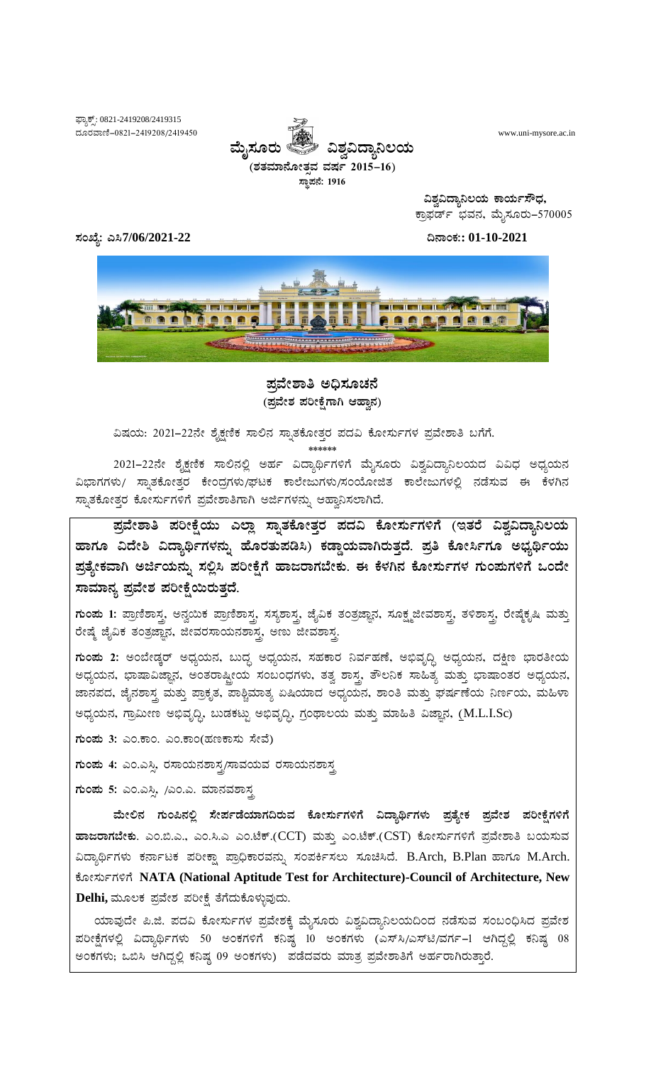ಫ್ಯಾಕ್ಸ್: 0821-2419208/2419315
ದೂರವಾಣಿ–0821–2419208/2419450

www.uni-mysore.ac.in

# ಮೈಸೂರು ವಿಶ್ವವಿದ್ಯಾನಿಲಯ

**(ಶತಮಾನೋತ್ಸವ ವರ್ಷ 2015–16)**

**ಸ್ಥಾಪನೆ: 1916**

**ವಿಶ್ವವಿದ್ಯಾನಿಲಯ ಕಾರ್ಯಸೌಧ,**
ಕ್ರಾಫರ್ಡ್ ಭವನ, ಮೈಸೂರು–570005

**ಸಂಖ್ಯೆ: ಎಸಿ7/06/2021-22**

**ದಿನಾಂಕ:: 01-10-2021**

## ಪ್ರವೇಶಾತಿ ಅಧಿಸೂಚನೆ
**(ಪ್ರವೇಶ ಪರೀಕ್ಷೆಗಾಗಿ ಆಹ್ವಾನ)**

ವಿಷಯ: 2021–22ನೇ ಶೈಕ್ಷಣಿಕ ಸಾಲಿನ ಸ್ನಾತಕೋತ್ತರ ಪದವಿ ಕೋರ್ಸುಗಳ ಪ್ರವೇಶಾತಿ ಬಗೆಗೆ.

\*\*\*\*\*\*

2021–22ನೇ ಶೈಕ್ಷಣಿಕ ಸಾಲಿನಲ್ಲಿ ಅರ್ಹ ವಿದ್ಯಾರ್ಥಿಗಳಿಗೆ ಮೈಸೂರು ವಿಶ್ವವಿದ್ಯಾನಿಲಯದ ವಿವಿಧ ಅಧ್ಯಯನ ವಿಭಾಗಗಳು/ ಸ್ನಾತಕೋತ್ತರ ಕೇಂದ್ರಗಳು/ಘಟಕ ಕಾಲೇಜುಗಳು/ಸಂಯೋಜಿತ ಕಾಲೇಜುಗಳಲ್ಲಿ ನಡೆಸುವ ಈ ಕೆಳಗಿನ ಸ್ನಾತಕೋತ್ತರ ಕೋರ್ಸುಗಳಿಗೆ ಪ್ರವೇಶಾತಿಗಾಗಿ ಅರ್ಜಿಗಳನ್ನು ಆಹ್ವಾನಿಸಲಾಗಿದೆ.

**ಪ್ರವೇಶಾತಿ ಪರೀಕ್ಷೆಯು ಎಲ್ಲಾ ಸ್ನಾತಕೋತ್ತರ ಪದವಿ ಕೋರ್ಸುಗಳಿಗೆ (ಇತರೆ ವಿಶ್ವವಿದ್ಯಾನಿಲಯ ಹಾಗೂ ವಿದೇಶಿ ವಿದ್ಯಾರ್ಥಿಗಳನ್ನು ಹೊರತುಪಡಿಸಿ) ಕಡ್ಡಾಯವಾಗಿರುತ್ತದೆ. ಪ್ರತಿ ಕೋರ್ಸಿಗೂ ಅಭ್ಯರ್ಥಿಯು ಪ್ರತ್ಯೇಕವಾಗಿ ಅರ್ಜಿಯನ್ನು ಸಲ್ಲಿಸಿ ಪರೀಕ್ಷೆಗೆ ಹಾಜರಾಗಬೇಕು. ಈ ಕೆಳಗಿನ ಕೋರ್ಸುಗಳ ಗುಂಪುಗಳಿಗೆ ಒಂದೇ ಸಾಮಾನ್ಯ ಪ್ರವೇಶ ಪರೀಕ್ಷೆಯಿರುತ್ತದೆ.**

**ಗುಂಪು 1:** ಪ್ರಾಣಿಶಾಸ್ತ್ರ, ಅನ್ವಯಿಕ ಪ್ರಾಣಿಶಾಸ್ತ್ರ, ಸಸ್ಯಶಾಸ್ತ್ರ, ಜೈವಿಕ ತಂತ್ರಜ್ಞಾನ, ಸೂಕ್ಷ್ಮಜೀವಶಾಸ್ತ್ರ, ತಳಿಶಾಸ್ತ್ರ, ರೇಷ್ಮೆಕೃಷಿ ಮತ್ತು ರೇಷ್ಮೆ ಜೈವಿಕ ತಂತ್ರಜ್ಞಾನ, ಜೀವರಸಾಯನಶಾಸ್ತ್ರ, ಅಣು ಜೀವಶಾಸ್ತ್ರ.

**ಗುಂಪು 2:** ಅಂಬೇಡ್ಕರ್ ಅಧ್ಯಯನ, ಬುದ್ಧ ಅಧ್ಯಯನ, ಸಹಕಾರ ನಿರ್ವಹಣೆ, ಅಭಿವೃದ್ಧಿ ಅಧ್ಯಯನ, ದಕ್ಷಿಣ ಭಾರತೀಯ ಅಧ್ಯಯನ, ಭಾಷಾವಿಜ್ಞಾನ, ಅಂತರಾಷ್ಟ್ರೀಯ ಸಂಬಂಧಗಳು, ತತ್ವ ಶಾಸ್ತ್ರ, ತೌಲನಿಕ ಸಾಹಿತ್ಯ ಮತ್ತು ಭಾಷಾಂತರ ಅಧ್ಯಯನ, ಜಾನಪದ, ಜೈನಶಾಸ್ತ್ರ ಮತ್ತು ಪ್ರಾಕೃತ, ಪಾಶ್ಚಿಮಾತ್ಯ ಏಷಿಯಾದ ಅಧ್ಯಯನ, ಶಾಂತಿ ಮತ್ತು ಘರ್ಷಣೆಯ ನಿರ್ಣಯ, ಮಹಿಳಾ ಅಧ್ಯಯನ, ಗ್ರಾಮೀಣ ಅಭಿವೃದ್ಧಿ, ಬುಡಕಟ್ಟು ಅಭಿವೃದ್ಧಿ, ಗ್ರಂಥಾಲಯ ಮತ್ತು ಮಾಹಿತಿ ವಿಜ್ಞಾನ, (M.L.I.Sc)

**ಗುಂಪು 3:** ಎಂ.ಕಾಂ. ಎಂ.ಕಾಂ(ಹಣಕಾಸು ಸೇವೆ)

**ಗುಂಪು 4:** ಎಂ.ಎಸ್ಸಿ, ರಸಾಯನಶಾಸ್ತ್ರ/ಸಾವಯವ ರಸಾಯನಶಾಸ್ತ್ರ

**ಗುಂಪು 5:** ಎಂ.ಎಸ್ಸಿ, /ಎಂ.ಎ. ಮಾನವಶಾಸ್ತ್ರ

**ಮೇಲಿನ ಗುಂಪಿನಲ್ಲಿ ಸೇರ್ಪಡೆಯಾಗದಿರುವ ಕೋರ್ಸುಗಳಿಗೆ ವಿದ್ಯಾರ್ಥಿಗಳು ಪ್ರತ್ಯೇಕ ಪ್ರವೇಶ ಪರೀಕ್ಷೆಗಳಿಗೆ ಹಾಜರಾಗಬೇಕು.** ಎಂ.ಬಿ.ಎ., ಎಂ.ಸಿ.ಎ ಎಂ.ಟೆಕ್.(CCT) ಮತ್ತು ಎಂ.ಟೆಕ್.(CST) ಕೋರ್ಸುಗಳಿಗೆ ಪ್ರವೇಶಾತಿ ಬಯಸುವ ವಿದ್ಯಾರ್ಥಿಗಳು ಕರ್ನಾಟಕ ಪರೀಕ್ಷಾ ಪ್ರಾಧಿಕಾರವನ್ನು ಸಂಪರ್ಕಿಸಲು ಸೂಚಿಸಿದೆ. B.Arch, B.Plan ಹಾಗೂ M.Arch. ಕೋರ್ಸುಗಳಿಗೆ **NATA (National Aptitude Test for Architecture)-Council of Architecture, New Delhi,** ಮೂಲಕ ಪ್ರವೇಶ ಪರೀಕ್ಷೆ ತೆಗೆದುಕೊಳ್ಳುವುದು.

ಯಾವುದೇ ಪಿ.ಜಿ. ಪದವಿ ಕೋರ್ಸುಗಳ ಪ್ರವೇಶಕ್ಕೆ ಮೈಸೂರು ವಿಶ್ವವಿದ್ಯಾನಿಲಯದಿಂದ ನಡೆಸುವ ಸಂಬಂಧಿಸಿದ ಪ್ರವೇಶ ಪರೀಕ್ಷೆಗಳಲ್ಲಿ ವಿದ್ಯಾರ್ಥಿಗಳು 50 ಅಂಕಗಳಿಗೆ ಕನಿಷ್ಠ 10 ಅಂಕಗಳು (ಎಸ್‌ಸಿ/ಎಸ್‌ಟಿ/ವರ್ಗ–I ಆಗಿದ್ದಲ್ಲಿ ಕನಿಷ್ಠ 08 ಅಂಕಗಳು; ಒಬಿಸಿ ಆಗಿದ್ದಲ್ಲಿ ಕನಿಷ್ಠ 09 ಅಂಕಗಳು) ಪಡೆದವರು ಮಾತ್ರ ಪ್ರವೇಶಾತಿಗೆ ಅರ್ಹರಾಗಿರುತ್ತಾರೆ.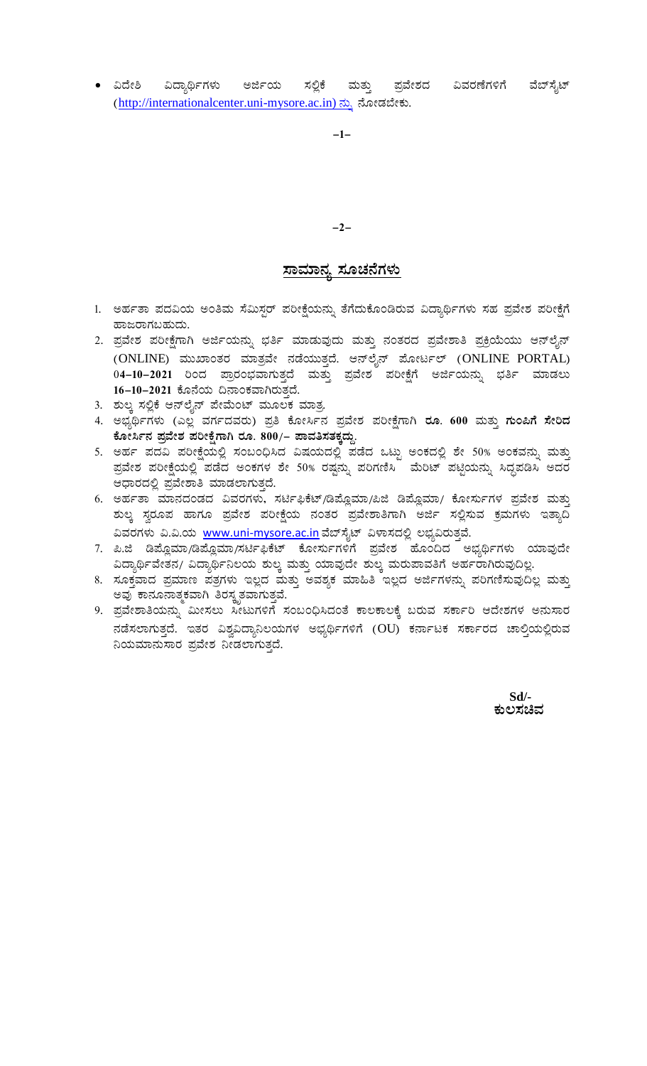- ವಿದೇಶಿ ವಿದ್ಯಾರ್ಥಿಗಳು ಅರ್ಜಿಯ ಸಲ್ಲಿಕೆ ಮತ್ತು ಪ್ರವೇಶದ ವಿವರಣೆಗಳಿಗೆ ವೆಬ್‌ಸೈಟ್ (http://internationalcenter.uni-mysore.ac.in) ನ್ನು ನೋಡಬೇಕು.

## ಸಾಮಾನ್ಯ ಸೂಚನೆಗಳು

1. ಅರ್ಹತಾ ಪದವಿಯ ಅಂತಿಮ ಸೆಮಿಸ್ಟರ್ ಪರೀಕ್ಷೆಯನ್ನು ತೆಗೆದುಕೊಂಡಿರುವ ವಿದ್ಯಾರ್ಥಿಗಳು ಸಹ ಪ್ರವೇಶ ಪರೀಕ್ಷೆಗೆ ಹಾಜರಾಗಬಹುದು.
2. ಪ್ರವೇಶ ಪರೀಕ್ಷೆಗಾಗಿ ಅರ್ಜಿಯನ್ನು ಭರ್ತಿ ಮಾಡುವುದು ಮತ್ತು ನಂತರದ ಪ್ರವೇಶಾತಿ ಪ್ರಕ್ರಿಯೆಯು ಆನ್‌ಲೈನ್ (ONLINE) ಮುಖಾಂತರ ಮಾತ್ರವೇ ನಡೆಯುತ್ತದೆ. ಆನ್‌ಲೈನ್ ಪೋರ್ಟಲ್ (ONLINE PORTAL) **04-10-2021** ರಿಂದ ಪ್ರಾರಂಭವಾಗುತ್ತದೆ ಮತ್ತು ಪ್ರವೇಶ ಪರೀಕ್ಷೆಗೆ ಅರ್ಜಿಯನ್ನು ಭರ್ತಿ ಮಾಡಲು **16-10-2021** ಕೊನೆಯ ದಿನಾಂಕವಾಗಿರುತ್ತದೆ.
3. ಶುಲ್ಕ ಸಲ್ಲಿಕೆ ಆನ್‌ಲೈನ್ ಪೇಮೆಂಟ್ ಮೂಲಕ ಮಾತ್ರ.
4. ಅಭ್ಯರ್ಥಿಗಳು (ಎಲ್ಲ ವರ್ಗದವರು) ಪ್ರತಿ ಕೋರ್ಸಿನ ಪ್ರವೇಶ ಪರೀಕ್ಷೆಗಾಗಿ **ರೂ. 600** ಮತ್ತು **ಗುಂಪಿಗೆ ಸೇರಿದ ಕೋರ್ಸಿನ ಪ್ರವೇಶ ಪರೀಕ್ಷೆಗಾಗಿ ರೂ. 800/- ಪಾವತಿಸತಕ್ಕದ್ದು.**
5. ಅರ್ಹ ಪದವಿ ಪರೀಕ್ಷೆಯಲ್ಲಿ ಸಂಬಂಧಿಸಿದ ವಿಷಯದಲ್ಲಿ ಪಡೆದ ಒಟ್ಟು ಅಂಕದಲ್ಲಿ ಶೇ 50% ಅಂಕವನ್ನು ಮತ್ತು ಪ್ರವೇಶ ಪರೀಕ್ಷೆಯಲ್ಲಿ ಪಡೆದ ಅಂಕಗಳ ಶೇ 50% ರಷ್ಟನ್ನು ಪರಿಗಣಿಸಿ ಮೆರಿಟ್ ಪಟ್ಟಿಯನ್ನು ಸಿದ್ಧಪಡಿಸಿ ಅದರ ಆಧಾರದಲ್ಲಿ ಪ್ರವೇಶಾತಿ ಮಾಡಲಾಗುತ್ತದೆ.
6. ಅರ್ಹತಾ ಮಾನದಂಡದ ವಿವರಗಳು, ಸರ್ಟಿಫಿಕೆಟ್/ಡಿಪ್ಲೊಮಾ/ಪಿಜಿ ಡಿಪ್ಲೊಮಾ/ ಕೋರ್ಸುಗಳ ಪ್ರವೇಶ ಮತ್ತು ಶುಲ್ಕ ಸ್ವರೂಪ ಹಾಗೂ ಪ್ರವೇಶ ಪರೀಕ್ಷೆಯ ನಂತರ ಪ್ರವೇಶಾತಿಗಾಗಿ ಅರ್ಜಿ ಸಲ್ಲಿಸುವ ಕ್ರಮಗಳು ಇತ್ಯಾದಿ ವಿವರಗಳು ವಿ.ವಿ.ಯ www.uni-mysore.ac.in ವೆಬ್‌ಸೈಟ್ ವಿಳಾಸದಲ್ಲಿ ಲಭ್ಯವಿರುತ್ತವೆ.
7. ಪಿ.ಜಿ ಡಿಪ್ಲೊಮಾ/ಡಿಪ್ಲೊಮಾ/ಸರ್ಟಿಫಿಕೆಟ್ ಕೋರ್ಸುಗಳಿಗೆ ಪ್ರವೇಶ ಹೊಂದಿದ ಅಭ್ಯರ್ಥಿಗಳು ಯಾವುದೇ ವಿದ್ಯಾರ್ಥಿವೇತನ/ ವಿದ್ಯಾರ್ಥಿನಿಲಯ ಶುಲ್ಕ ಮತ್ತು ಯಾವುದೇ ಶುಲ್ಕ ಮರುಪಾವತಿಗೆ ಅರ್ಹರಾಗಿರುವುದಿಲ್ಲ.
8. ಸೂಕ್ತವಾದ ಪ್ರಮಾಣ ಪತ್ರಗಳು ಇಲ್ಲದ ಮತ್ತು ಅವಶ್ಯಕ ಮಾಹಿತಿ ಇಲ್ಲದ ಅರ್ಜಿಗಳನ್ನು ಪರಿಗಣಿಸುವುದಿಲ್ಲ ಮತ್ತು ಅವು ಕಾನೂನಾತ್ಮಕವಾಗಿ ತಿರಸ್ಕೃತವಾಗುತ್ತವೆ.
9. ಪ್ರವೇಶಾತಿಯನ್ನು ಮೀಸಲು ಸೀಟುಗಳಿಗೆ ಸಂಬಂಧಿಸಿದಂತೆ ಕಾಲಕಾಲಕ್ಕೆ ಬರುವ ಸರ್ಕಾರಿ ಆದೇಶಗಳ ಅನುಸಾರ ನಡೆಸಲಾಗುತ್ತದೆ. ಇತರ ವಿಶ್ವವಿದ್ಯಾನಿಲಯಗಳ ಅಭ್ಯರ್ಥಿಗಳಿಗೆ (OU) ಕರ್ನಾಟಕ ಸರ್ಕಾರದ ಚಾಲ್ತಿಯಲ್ಲಿರುವ ನಿಯಮಾನುಸಾರ ಪ್ರವೇಶ ನೀಡಲಾಗುತ್ತದೆ.

**Sd/-**
**ಕುಲಸಚಿವ**